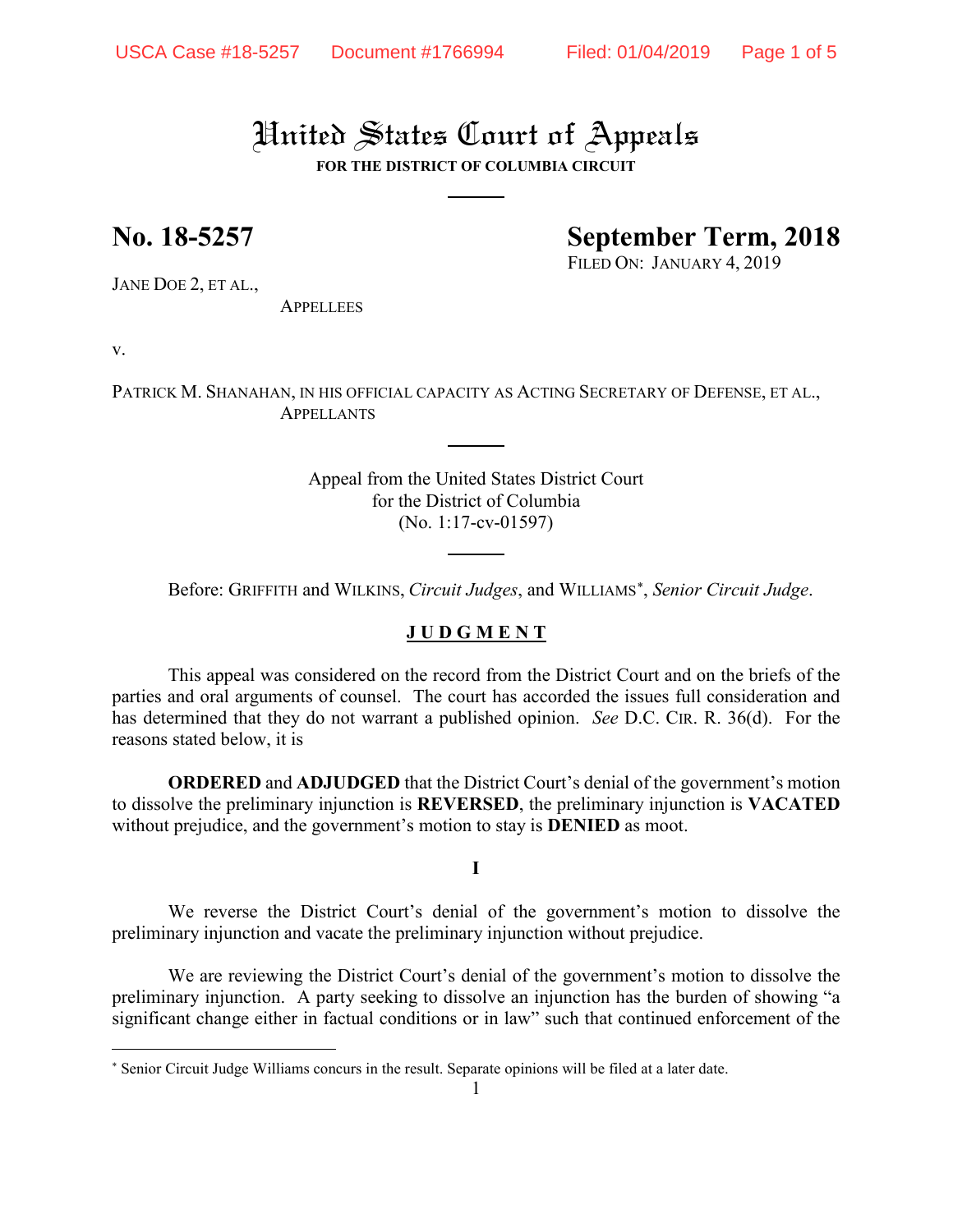# United States Court of Appeals

**FOR THE DISTRICT OF COLUMBIA CIRCUIT**

**No. 18-5257** **September Term, 2018**

FILED ON: JANUARY 4, 2019

JANE DOE 2, ET AL.,
APPELLEES

v.

PATRICK M. SHANAHAN, IN HIS OFFICIAL CAPACITY AS ACTING SECRETARY OF DEFENSE, ET AL.,
APPELLANTS

Appeal from the United States District Court
for the District of Columbia
(No. 1:17-cv-01597)

Before: GRIFFITH and WILKINS, *Circuit Judges*, and WILLIAMS*, *Senior Circuit Judge*.

## JUDGMENT

This appeal was considered on the record from the District Court and on the briefs of the parties and oral arguments of counsel. The court has accorded the issues full consideration and has determined that they do not warrant a published opinion. *See* D.C. CIR. R. 36(d). For the reasons stated below, it is

**ORDERED** and **ADJUDGED** that the District Court's denial of the government's motion to dissolve the preliminary injunction is **REVERSED**, the preliminary injunction is **VACATED** without prejudice, and the government's motion to stay is **DENIED** as moot.

### I

We reverse the District Court's denial of the government's motion to dissolve the preliminary injunction and vacate the preliminary injunction without prejudice.

We are reviewing the District Court's denial of the government's motion to dissolve the preliminary injunction. A party seeking to dissolve an injunction has the burden of showing "a significant change either in factual conditions or in law" such that continued enforcement of the

* Senior Circuit Judge Williams concurs in the result. Separate opinions will be filed at a later date.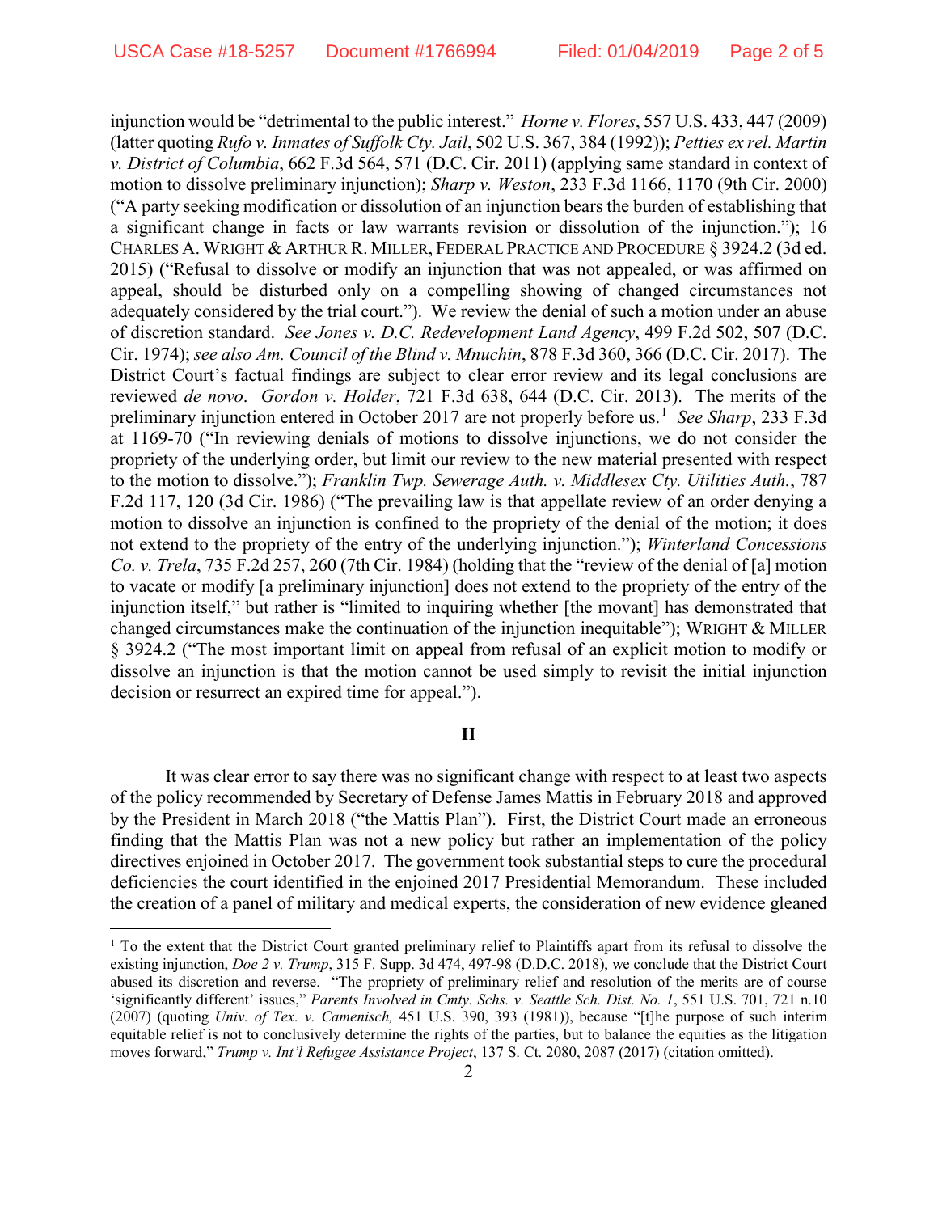injunction would be "detrimental to the public interest." *Horne v. Flores*, 557 U.S. 433, 447 (2009) (latter quoting *Rufo v. Inmates of Suffolk Cty. Jail*, 502 U.S. 367, 384 (1992)); *Petties ex rel. Martin v. District of Columbia*, 662 F.3d 564, 571 (D.C. Cir. 2011) (applying same standard in context of motion to dissolve preliminary injunction); *Sharp v. Weston*, 233 F.3d 1166, 1170 (9th Cir. 2000) ("A party seeking modification or dissolution of an injunction bears the burden of establishing that a significant change in facts or law warrants revision or dissolution of the injunction."); 16 CHARLES A. WRIGHT & ARTHUR R. MILLER, FEDERAL PRACTICE AND PROCEDURE § 3924.2 (3d ed. 2015) ("Refusal to dissolve or modify an injunction that was not appealed, or was affirmed on appeal, should be disturbed only on a compelling showing of changed circumstances not adequately considered by the trial court."). We review the denial of such a motion under an abuse of discretion standard. *See Jones v. D.C. Redevelopment Land Agency*, 499 F.2d 502, 507 (D.C. Cir. 1974); *see also Am. Council of the Blind v. Mnuchin*, 878 F.3d 360, 366 (D.C. Cir. 2017). The District Court's factual findings are subject to clear error review and its legal conclusions are reviewed *de novo*. *Gordon v. Holder*, 721 F.3d 638, 644 (D.C. Cir. 2013). The merits of the preliminary injunction entered in October 2017 are not properly before us.[1] *See Sharp*, 233 F.3d at 1169-70 ("In reviewing denials of motions to dissolve injunctions, we do not consider the propriety of the underlying order, but limit our review to the new material presented with respect to the motion to dissolve."); *Franklin Twp. Sewerage Auth. v. Middlesex Cty. Utilities Auth.*, 787 F.2d 117, 120 (3d Cir. 1986) ("The prevailing law is that appellate review of an order denying a motion to dissolve an injunction is confined to the propriety of the denial of the motion; it does not extend to the propriety of the entry of the underlying injunction."); *Winterland Concessions Co. v. Trela*, 735 F.2d 257, 260 (7th Cir. 1984) (holding that the "review of the denial of [a] motion to vacate or modify [a preliminary injunction] does not extend to the propriety of the entry of the injunction itself," but rather is "limited to inquiring whether [the movant] has demonstrated that changed circumstances make the continuation of the injunction inequitable"); WRIGHT & MILLER § 3924.2 ("The most important limit on appeal from refusal of an explicit motion to modify or dissolve an injunction is that the motion cannot be used simply to revisit the initial injunction decision or resurrect an expired time for appeal.").

## II

It was clear error to say there was no significant change with respect to at least two aspects of the policy recommended by Secretary of Defense James Mattis in February 2018 and approved by the President in March 2018 ("the Mattis Plan"). First, the District Court made an erroneous finding that the Mattis Plan was not a new policy but rather an implementation of the policy directives enjoined in October 2017. The government took substantial steps to cure the procedural deficiencies the court identified in the enjoined 2017 Presidential Memorandum. These included the creation of a panel of military and medical experts, the consideration of new evidence gleaned

---

[1] To the extent that the District Court granted preliminary relief to Plaintiffs apart from its refusal to dissolve the existing injunction, *Doe 2 v. Trump*, 315 F. Supp. 3d 474, 497-98 (D.D.C. 2018), we conclude that the District Court abused its discretion and reverse. "The propriety of preliminary relief and resolution of the merits are of course 'significantly different' issues," *Parents Involved in Cmty. Schs. v. Seattle Sch. Dist. No. 1*, 551 U.S. 701, 721 n.10 (2007) (quoting *Univ. of Tex. v. Camenisch,* 451 U.S. 390, 393 (1981)), because "[t]he purpose of such interim equitable relief is not to conclusively determine the rights of the parties, but to balance the equities as the litigation moves forward," *Trump v. Int'l Refugee Assistance Project*, 137 S. Ct. 2080, 2087 (2017) (citation omitted).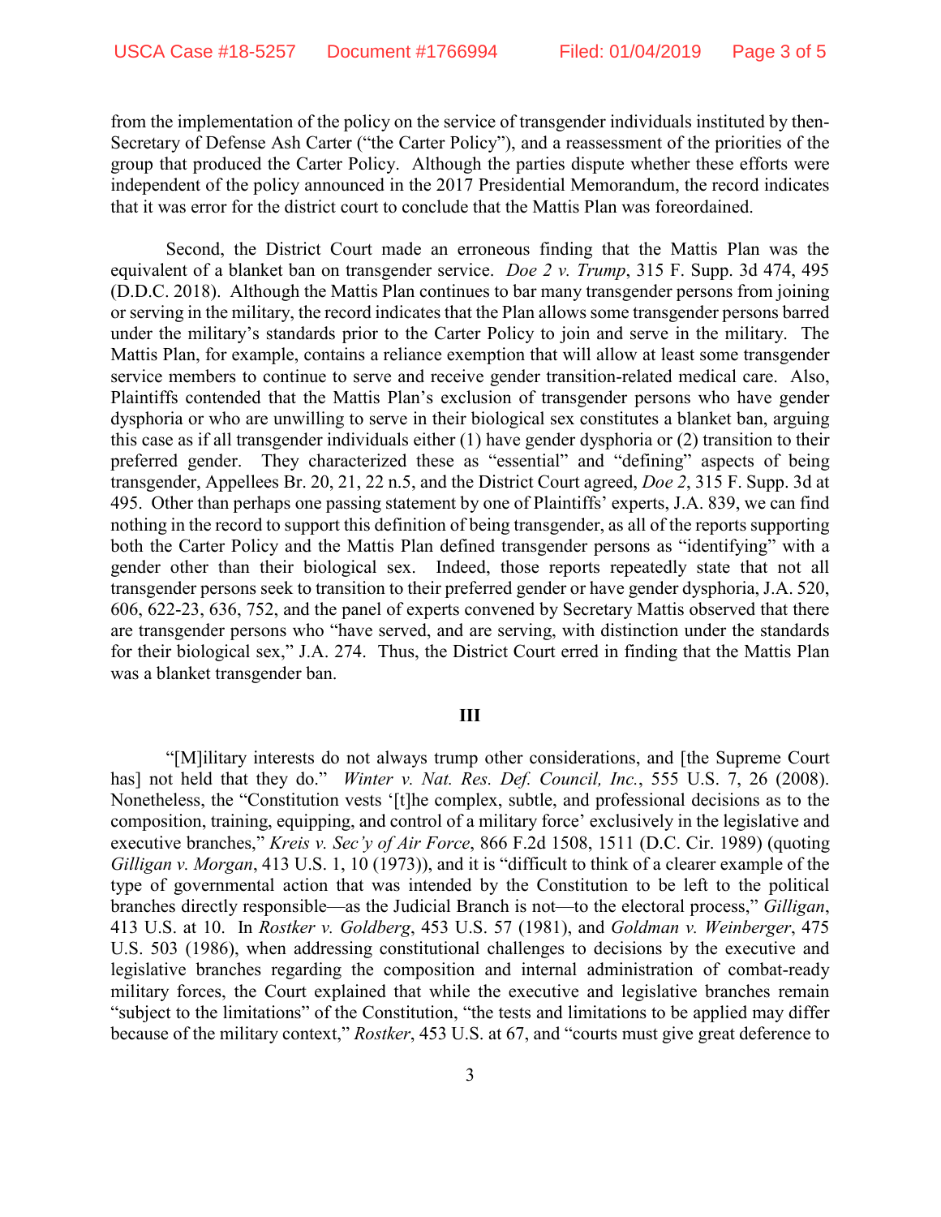from the implementation of the policy on the service of transgender individuals instituted by then-Secretary of Defense Ash Carter ("the Carter Policy"), and a reassessment of the priorities of the group that produced the Carter Policy. Although the parties dispute whether these efforts were independent of the policy announced in the 2017 Presidential Memorandum, the record indicates that it was error for the district court to conclude that the Mattis Plan was foreordained.

Second, the District Court made an erroneous finding that the Mattis Plan was the equivalent of a blanket ban on transgender service. *Doe 2 v. Trump*, 315 F. Supp. 3d 474, 495 (D.D.C. 2018). Although the Mattis Plan continues to bar many transgender persons from joining or serving in the military, the record indicates that the Plan allows some transgender persons barred under the military's standards prior to the Carter Policy to join and serve in the military. The Mattis Plan, for example, contains a reliance exemption that will allow at least some transgender service members to continue to serve and receive gender transition-related medical care. Also, Plaintiffs contended that the Mattis Plan's exclusion of transgender persons who have gender dysphoria or who are unwilling to serve in their biological sex constitutes a blanket ban, arguing this case as if all transgender individuals either (1) have gender dysphoria or (2) transition to their preferred gender. They characterized these as "essential" and "defining" aspects of being transgender, Appellees Br. 20, 21, 22 n.5, and the District Court agreed, *Doe 2*, 315 F. Supp. 3d at 495. Other than perhaps one passing statement by one of Plaintiffs' experts, J.A. 839, we can find nothing in the record to support this definition of being transgender, as all of the reports supporting both the Carter Policy and the Mattis Plan defined transgender persons as "identifying" with a gender other than their biological sex. Indeed, those reports repeatedly state that not all transgender persons seek to transition to their preferred gender or have gender dysphoria, J.A. 520, 606, 622-23, 636, 752, and the panel of experts convened by Secretary Mattis observed that there are transgender persons who "have served, and are serving, with distinction under the standards for their biological sex," J.A. 274. Thus, the District Court erred in finding that the Mattis Plan was a blanket transgender ban.

## III

"[M]ilitary interests do not always trump other considerations, and [the Supreme Court has] not held that they do." *Winter v. Nat. Res. Def. Council, Inc.*, 555 U.S. 7, 26 (2008). Nonetheless, the "Constitution vests '[t]he complex, subtle, and professional decisions as to the composition, training, equipping, and control of a military force' exclusively in the legislative and executive branches," *Kreis v. Sec'y of Air Force*, 866 F.2d 1508, 1511 (D.C. Cir. 1989) (quoting *Gilligan v. Morgan*, 413 U.S. 1, 10 (1973)), and it is "difficult to think of a clearer example of the type of governmental action that was intended by the Constitution to be left to the political branches directly responsible—as the Judicial Branch is not—to the electoral process," *Gilligan*, 413 U.S. at 10. In *Rostker v. Goldberg*, 453 U.S. 57 (1981), and *Goldman v. Weinberger*, 475 U.S. 503 (1986), when addressing constitutional challenges to decisions by the executive and legislative branches regarding the composition and internal administration of combat-ready military forces, the Court explained that while the executive and legislative branches remain "subject to the limitations" of the Constitution, "the tests and limitations to be applied may differ because of the military context," *Rostker*, 453 U.S. at 67, and "courts must give great deference to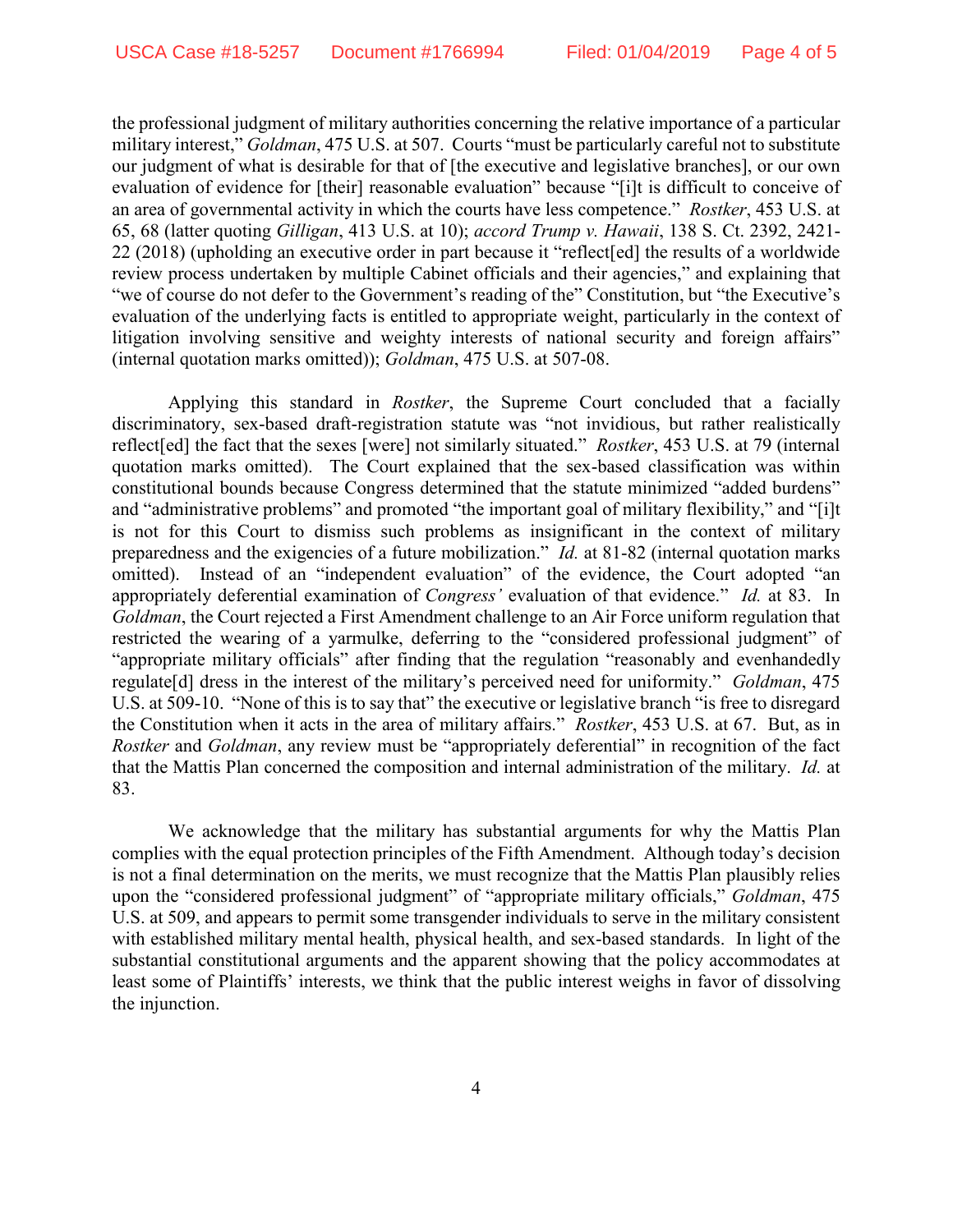the professional judgment of military authorities concerning the relative importance of a particular military interest," *Goldman*, 475 U.S. at 507. Courts "must be particularly careful not to substitute our judgment of what is desirable for that of [the executive and legislative branches], or our own evaluation of evidence for [their] reasonable evaluation" because "[i]t is difficult to conceive of an area of governmental activity in which the courts have less competence." *Rostker*, 453 U.S. at 65, 68 (latter quoting *Gilligan*, 413 U.S. at 10); *accord Trump v. Hawaii*, 138 S. Ct. 2392, 2421-22 (2018) (upholding an executive order in part because it "reflect[ed] the results of a worldwide review process undertaken by multiple Cabinet officials and their agencies," and explaining that "we of course do not defer to the Government's reading of the" Constitution, but "the Executive's evaluation of the underlying facts is entitled to appropriate weight, particularly in the context of litigation involving sensitive and weighty interests of national security and foreign affairs" (internal quotation marks omitted)); *Goldman*, 475 U.S. at 507-08.

Applying this standard in *Rostker*, the Supreme Court concluded that a facially discriminatory, sex-based draft-registration statute was "not invidious, but rather realistically reflect[ed] the fact that the sexes [were] not similarly situated." *Rostker*, 453 U.S. at 79 (internal quotation marks omitted). The Court explained that the sex-based classification was within constitutional bounds because Congress determined that the statute minimized "added burdens" and "administrative problems" and promoted "the important goal of military flexibility," and "[i]t is not for this Court to dismiss such problems as insignificant in the context of military preparedness and the exigencies of a future mobilization." *Id.* at 81-82 (internal quotation marks omitted). Instead of an "independent evaluation" of the evidence, the Court adopted "an appropriately deferential examination of *Congress'* evaluation of that evidence." *Id.* at 83. In *Goldman*, the Court rejected a First Amendment challenge to an Air Force uniform regulation that restricted the wearing of a yarmulke, deferring to the "considered professional judgment" of "appropriate military officials" after finding that the regulation "reasonably and evenhandedly regulate[d] dress in the interest of the military's perceived need for uniformity." *Goldman*, 475 U.S. at 509-10. "None of this is to say that" the executive or legislative branch "is free to disregard the Constitution when it acts in the area of military affairs." *Rostker*, 453 U.S. at 67. But, as in *Rostker* and *Goldman*, any review must be "appropriately deferential" in recognition of the fact that the Mattis Plan concerned the composition and internal administration of the military. *Id.* at 83.

We acknowledge that the military has substantial arguments for why the Mattis Plan complies with the equal protection principles of the Fifth Amendment. Although today's decision is not a final determination on the merits, we must recognize that the Mattis Plan plausibly relies upon the "considered professional judgment" of "appropriate military officials," *Goldman*, 475 U.S. at 509, and appears to permit some transgender individuals to serve in the military consistent with established military mental health, physical health, and sex-based standards. In light of the substantial constitutional arguments and the apparent showing that the policy accommodates at least some of Plaintiffs' interests, we think that the public interest weighs in favor of dissolving the injunction.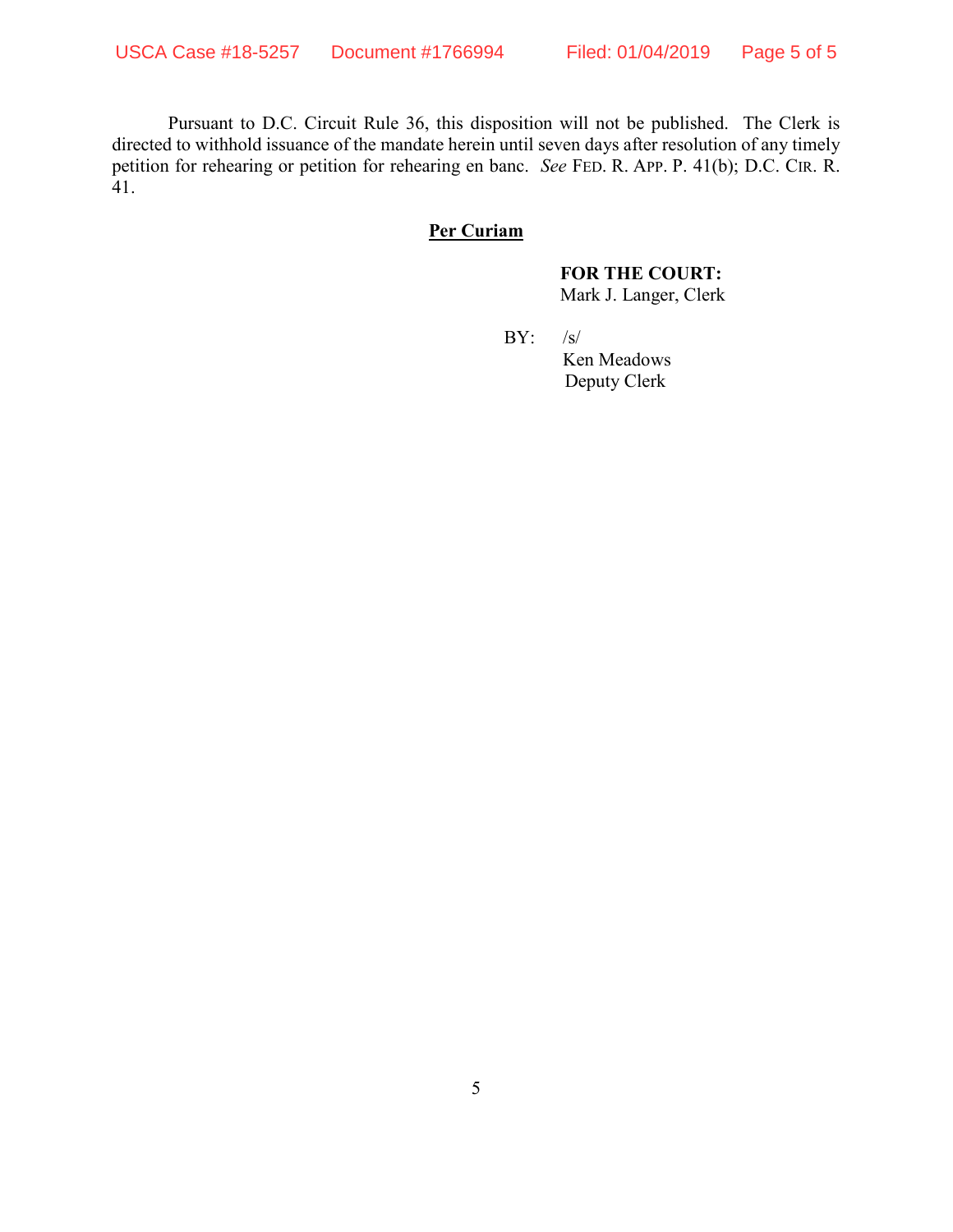Pursuant to D.C. Circuit Rule 36, this disposition will not be published. The Clerk is directed to withhold issuance of the mandate herein until seven days after resolution of any timely petition for rehearing or petition for rehearing en banc. *See* FED. R. APP. P. 41(b); D.C. CIR. R. 41.

**Per Curiam**

**FOR THE COURT:**
Mark J. Langer, Clerk

BY: /s/
Ken Meadows
Deputy Clerk